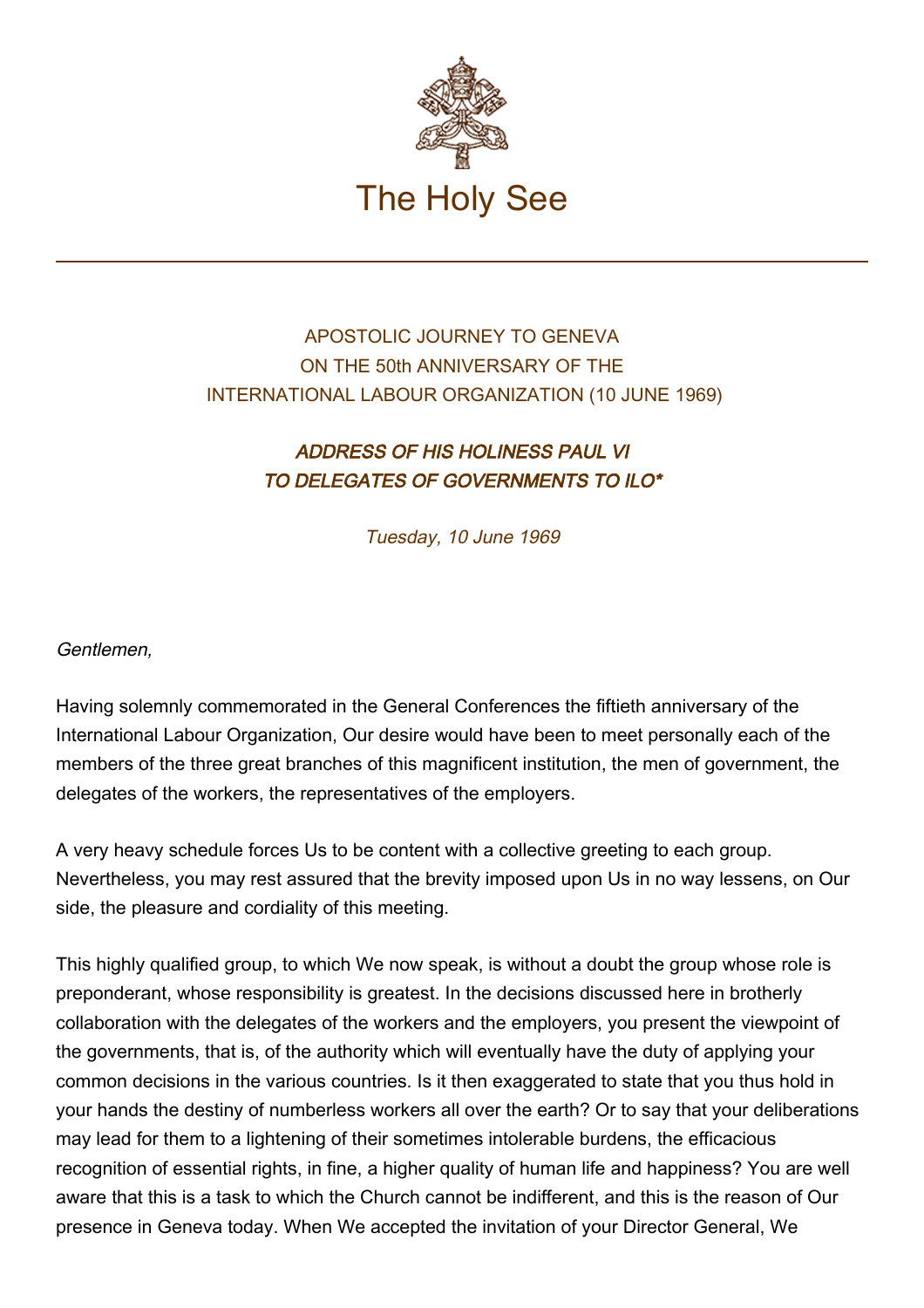# The Holy See

APOSTOLIC JOURNEY TO GENEVA
ON THE 50th ANNIVERSARY OF THE
INTERNATIONAL LABOUR ORGANIZATION (10 JUNE 1969)

## *ADDRESS OF HIS HOLINESS PAUL VI TO DELEGATES OF GOVERNMENTS TO ILO**

*Tuesday, 10 June 1969*

*Gentlemen,*

Having solemnly commemorated in the General Conferences the fiftieth anniversary of the International Labour Organization, Our desire would have been to meet personally each of the members of the three great branches of this magnificent institution, the men of government, the delegates of the workers, the representatives of the employers.

A very heavy schedule forces Us to be content with a collective greeting to each group. Nevertheless, you may rest assured that the brevity imposed upon Us in no way lessens, on Our side, the pleasure and cordiality of this meeting.

This highly qualified group, to which We now speak, is without a doubt the group whose role is preponderant, whose responsibility is greatest. In the decisions discussed here in brotherly collaboration with the delegates of the workers and the employers, you present the viewpoint of the governments, that is, of the authority which will eventually have the duty of applying your common decisions in the various countries. Is it then exaggerated to state that you thus hold in your hands the destiny of numberless workers all over the earth? Or to say that your deliberations may lead for them to a lightening of their sometimes intolerable burdens, the efficacious recognition of essential rights, in fine, a higher quality of human life and happiness? You are well aware that this is a task to which the Church cannot be indifferent, and this is the reason of Our presence in Geneva today. When We accepted the invitation of your Director General, We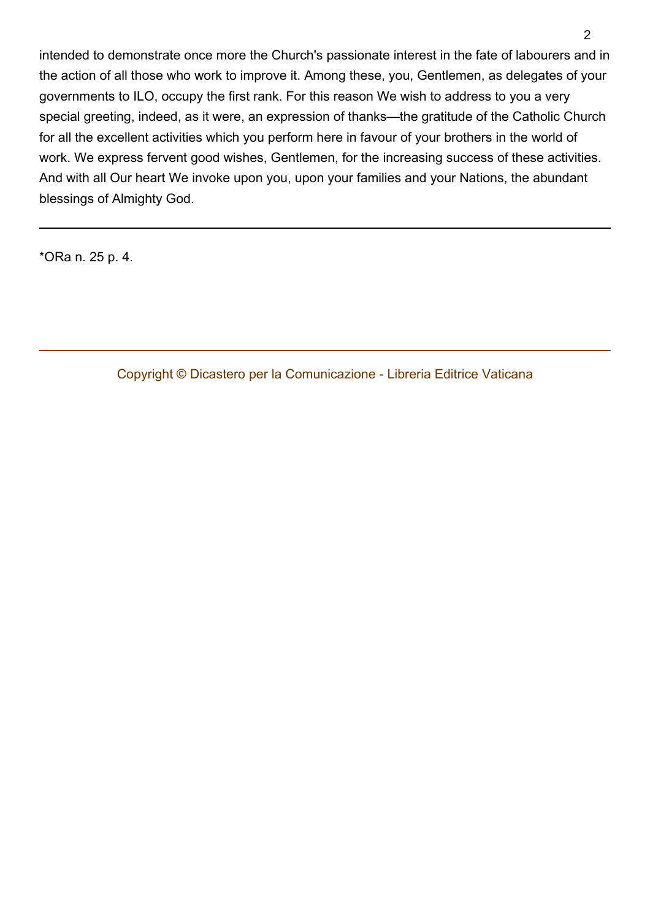intended to demonstrate once more the Church's passionate interest in the fate of labourers and in the action of all those who work to improve it. Among these, you, Gentlemen, as delegates of your governments to ILO, occupy the first rank. For this reason We wish to address to you a very special greeting, indeed, as it were, an expression of thanks—the gratitude of the Catholic Church for all the excellent activities which you perform here in favour of your brothers in the world of work. We express fervent good wishes, Gentlemen, for the increasing success of these activities. And with all Our heart We invoke upon you, upon your families and your Nations, the abundant blessings of Almighty God.

---

*ORa n. 25 p. 4.

---

Copyright © Dicastero per la Comunicazione - Libreria Editrice Vaticana